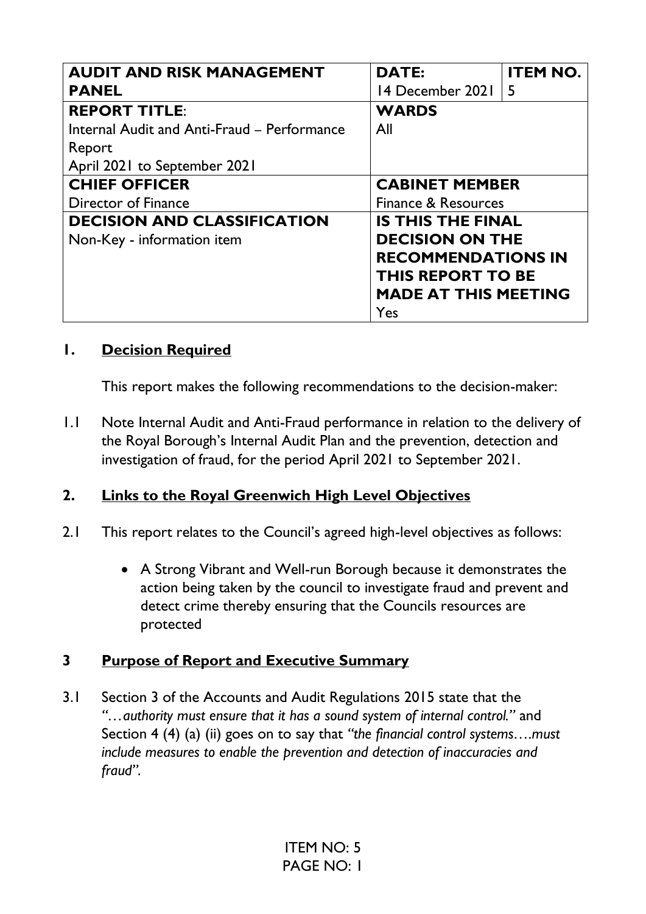| AUDIT AND RISK MANAGEMENT PANEL | DATE: 14 December 2021 | ITEM NO. 5 |
|---|---|---|
| **REPORT TITLE**: Internal Audit and Anti-Fraud – Performance Report April 2021 to September 2021 | **WARDS** All | |
| **CHIEF OFFICER** Director of Finance | **CABINET MEMBER** Finance & Resources | |
| **DECISION AND CLASSIFICATION** Non-Key - information item | **IS THIS THE FINAL DECISION ON THE RECOMMENDATIONS IN THIS REPORT TO BE MADE AT THIS MEETING** Yes | |

## 1. Decision Required

This report makes the following recommendations to the decision-maker:

1.1 Note Internal Audit and Anti-Fraud performance in relation to the delivery of the Royal Borough's Internal Audit Plan and the prevention, detection and investigation of fraud, for the period April 2021 to September 2021.

## 2. Links to the Royal Greenwich High Level Objectives

2.1 This report relates to the Council's agreed high-level objectives as follows:

- A Strong Vibrant and Well-run Borough because it demonstrates the action being taken by the council to investigate fraud and prevent and detect crime thereby ensuring that the Councils resources are protected

## 3 Purpose of Report and Executive Summary

3.1 Section 3 of the Accounts and Audit Regulations 2015 state that the *"…authority must ensure that it has a sound system of internal control."* and Section 4 (4) (a) (ii) goes on to say that *"the financial control systems….must include measures to enable the prevention and detection of inaccuracies and fraud".*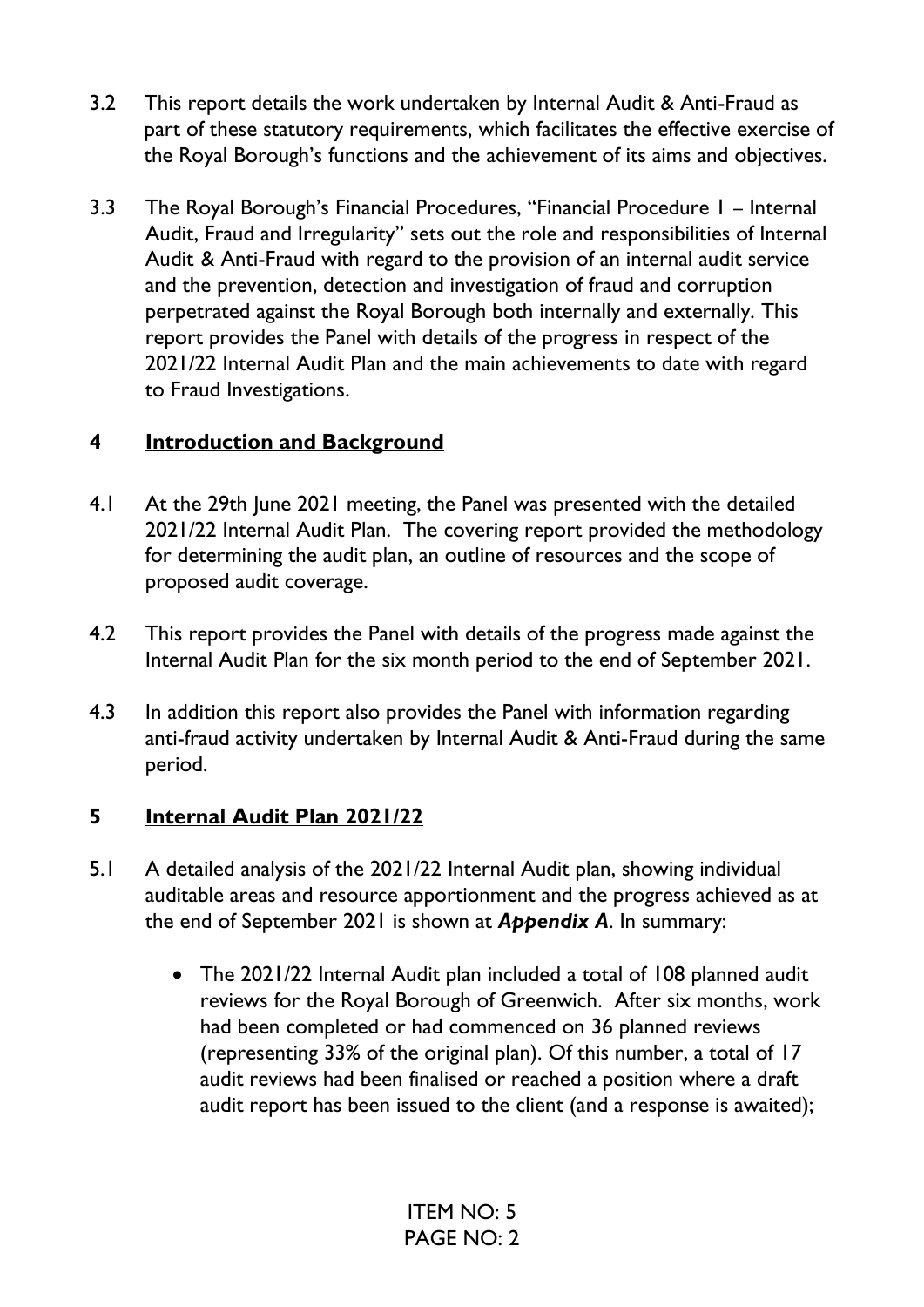3.2 This report details the work undertaken by Internal Audit & Anti-Fraud as part of these statutory requirements, which facilitates the effective exercise of the Royal Borough's functions and the achievement of its aims and objectives.

3.3 The Royal Borough's Financial Procedures, "Financial Procedure 1 – Internal Audit, Fraud and Irregularity" sets out the role and responsibilities of Internal Audit & Anti-Fraud with regard to the provision of an internal audit service and the prevention, detection and investigation of fraud and corruption perpetrated against the Royal Borough both internally and externally. This report provides the Panel with details of the progress in respect of the 2021/22 Internal Audit Plan and the main achievements to date with regard to Fraud Investigations.

## 4 Introduction and Background

4.1 At the 29th June 2021 meeting, the Panel was presented with the detailed 2021/22 Internal Audit Plan. The covering report provided the methodology for determining the audit plan, an outline of resources and the scope of proposed audit coverage.

4.2 This report provides the Panel with details of the progress made against the Internal Audit Plan for the six month period to the end of September 2021.

4.3 In addition this report also provides the Panel with information regarding anti-fraud activity undertaken by Internal Audit & Anti-Fraud during the same period.

## 5 Internal Audit Plan 2021/22

5.1 A detailed analysis of the 2021/22 Internal Audit plan, showing individual auditable areas and resource apportionment and the progress achieved as at the end of September 2021 is shown at ***Appendix A***. In summary:

- The 2021/22 Internal Audit plan included a total of 108 planned audit reviews for the Royal Borough of Greenwich. After six months, work had been completed or had commenced on 36 planned reviews (representing 33% of the original plan). Of this number, a total of 17 audit reviews had been finalised or reached a position where a draft audit report has been issued to the client (and a response is awaited);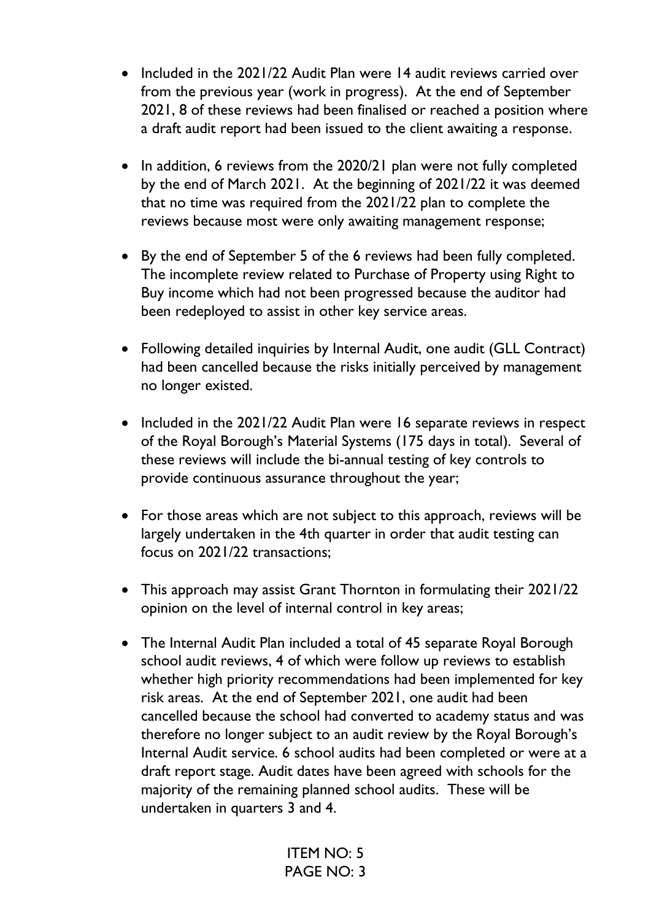- Included in the 2021/22 Audit Plan were 14 audit reviews carried over from the previous year (work in progress). At the end of September 2021, 8 of these reviews had been finalised or reached a position where a draft audit report had been issued to the client awaiting a response.

- In addition, 6 reviews from the 2020/21 plan were not fully completed by the end of March 2021. At the beginning of 2021/22 it was deemed that no time was required from the 2021/22 plan to complete the reviews because most were only awaiting management response;

- By the end of September 5 of the 6 reviews had been fully completed. The incomplete review related to Purchase of Property using Right to Buy income which had not been progressed because the auditor had been redeployed to assist in other key service areas.

- Following detailed inquiries by Internal Audit, one audit (GLL Contract) had been cancelled because the risks initially perceived by management no longer existed.

- Included in the 2021/22 Audit Plan were 16 separate reviews in respect of the Royal Borough's Material Systems (175 days in total). Several of these reviews will include the bi-annual testing of key controls to provide continuous assurance throughout the year;

- For those areas which are not subject to this approach, reviews will be largely undertaken in the 4th quarter in order that audit testing can focus on 2021/22 transactions;

- This approach may assist Grant Thornton in formulating their 2021/22 opinion on the level of internal control in key areas;

- The Internal Audit Plan included a total of 45 separate Royal Borough school audit reviews, 4 of which were follow up reviews to establish whether high priority recommendations had been implemented for key risk areas. At the end of September 2021, one audit had been cancelled because the school had converted to academy status and was therefore no longer subject to an audit review by the Royal Borough's Internal Audit service. 6 school audits had been completed or were at a draft report stage. Audit dates have been agreed with schools for the majority of the remaining planned school audits. These will be undertaken in quarters 3 and 4.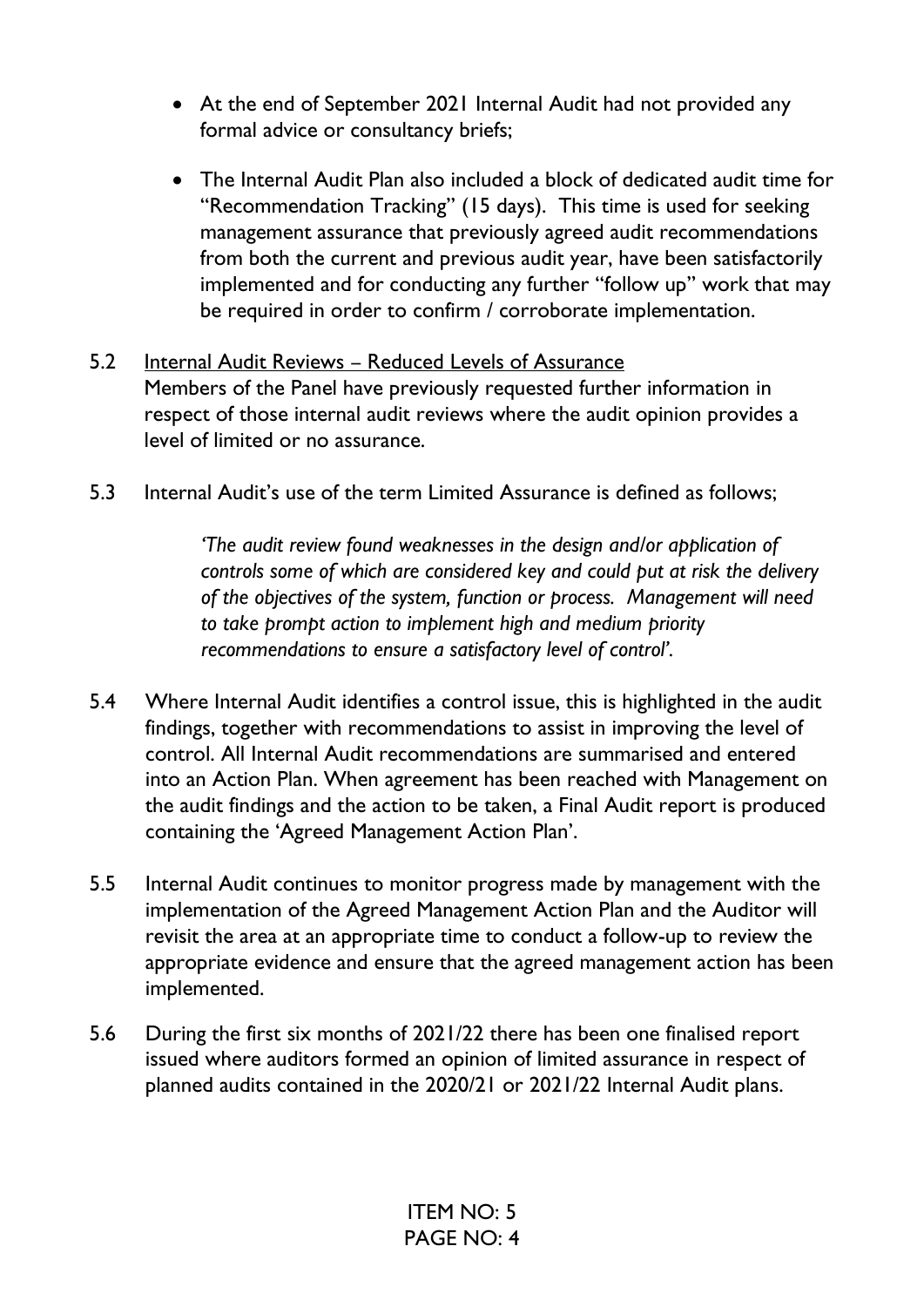- At the end of September 2021 Internal Audit had not provided any formal advice or consultancy briefs;

- The Internal Audit Plan also included a block of dedicated audit time for "Recommendation Tracking" (15 days). This time is used for seeking management assurance that previously agreed audit recommendations from both the current and previous audit year, have been satisfactorily implemented and for conducting any further "follow up" work that may be required in order to confirm / corroborate implementation.

5.2 Internal Audit Reviews – Reduced Levels of Assurance
Members of the Panel have previously requested further information in respect of those internal audit reviews where the audit opinion provides a level of limited or no assurance.

5.3 Internal Audit's use of the term Limited Assurance is defined as follows;

> *'The audit review found weaknesses in the design and/or application of controls some of which are considered key and could put at risk the delivery of the objectives of the system, function or process. Management will need to take prompt action to implement high and medium priority recommendations to ensure a satisfactory level of control'.*

5.4 Where Internal Audit identifies a control issue, this is highlighted in the audit findings, together with recommendations to assist in improving the level of control. All Internal Audit recommendations are summarised and entered into an Action Plan. When agreement has been reached with Management on the audit findings and the action to be taken, a Final Audit report is produced containing the 'Agreed Management Action Plan'.

5.5 Internal Audit continues to monitor progress made by management with the implementation of the Agreed Management Action Plan and the Auditor will revisit the area at an appropriate time to conduct a follow-up to review the appropriate evidence and ensure that the agreed management action has been implemented.

5.6 During the first six months of 2021/22 there has been one finalised report issued where auditors formed an opinion of limited assurance in respect of planned audits contained in the 2020/21 or 2021/22 Internal Audit plans.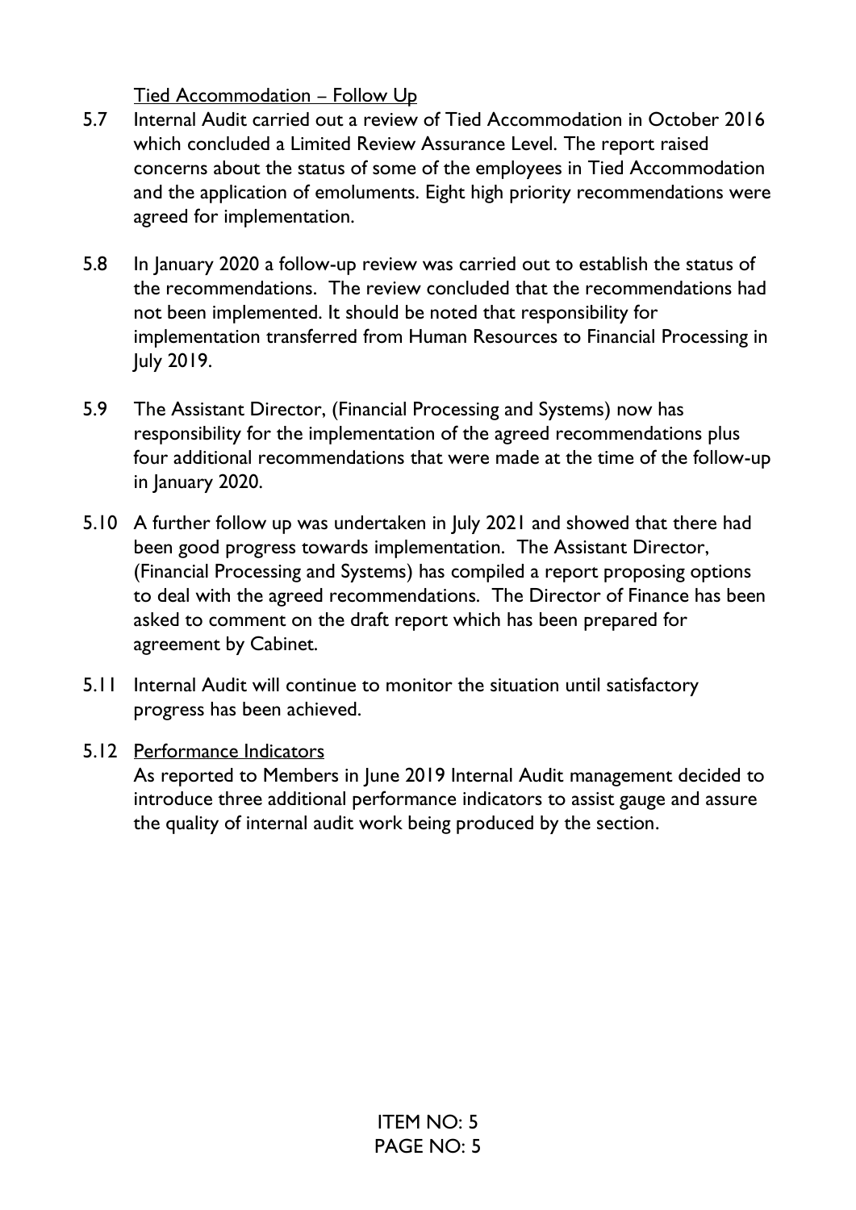Tied Accommodation – Follow Up

5.7 Internal Audit carried out a review of Tied Accommodation in October 2016 which concluded a Limited Review Assurance Level. The report raised concerns about the status of some of the employees in Tied Accommodation and the application of emoluments. Eight high priority recommendations were agreed for implementation.

5.8 In January 2020 a follow-up review was carried out to establish the status of the recommendations. The review concluded that the recommendations had not been implemented. It should be noted that responsibility for implementation transferred from Human Resources to Financial Processing in July 2019.

5.9 The Assistant Director, (Financial Processing and Systems) now has responsibility for the implementation of the agreed recommendations plus four additional recommendations that were made at the time of the follow-up in January 2020.

5.10 A further follow up was undertaken in July 2021 and showed that there had been good progress towards implementation. The Assistant Director, (Financial Processing and Systems) has compiled a report proposing options to deal with the agreed recommendations. The Director of Finance has been asked to comment on the draft report which has been prepared for agreement by Cabinet.

5.11 Internal Audit will continue to monitor the situation until satisfactory progress has been achieved.

5.12 Performance Indicators

As reported to Members in June 2019 Internal Audit management decided to introduce three additional performance indicators to assist gauge and assure the quality of internal audit work being produced by the section.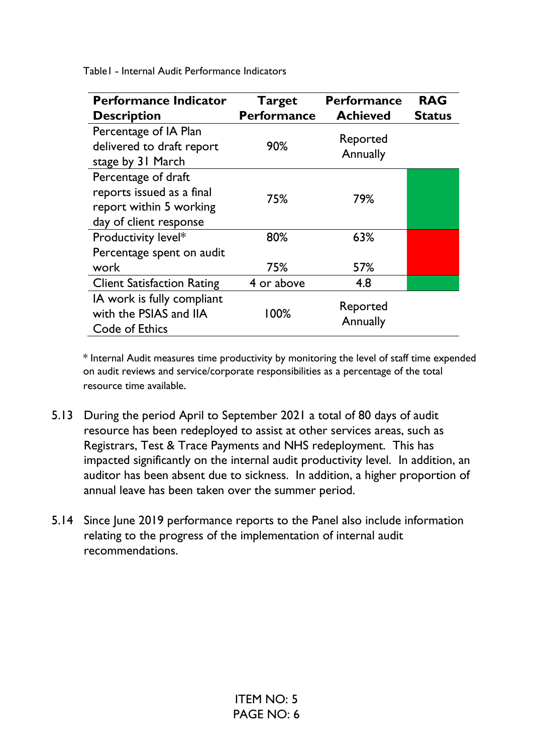Table1 - Internal Audit Performance Indicators

| Performance Indicator Description | Target Performance | Performance Achieved | RAG Status |
|---|---|---|---|
| Percentage of IA Plan delivered to draft report stage by 31 March | 90% | Reported Annually | |
| Percentage of draft reports issued as a final report within 5 working day of client response | 75% | 79% | |
| Productivity level* | 80% | 63% | |
| Percentage spent on audit work | 75% | 57% | |
| Client Satisfaction Rating | 4 or above | 4.8 | |
| IA work is fully compliant with the PSIAS and IIA Code of Ethics | 100% | Reported Annually | |

\* Internal Audit measures time productivity by monitoring the level of staff time expended on audit reviews and service/corporate responsibilities as a percentage of the total resource time available.

5.13 During the period April to September 2021 a total of 80 days of audit resource has been redeployed to assist at other services areas, such as Registrars, Test & Trace Payments and NHS redeployment. This has impacted significantly on the internal audit productivity level. In addition, an auditor has been absent due to sickness. In addition, a higher proportion of annual leave has been taken over the summer period.

5.14 Since June 2019 performance reports to the Panel also include information relating to the progress of the implementation of internal audit recommendations.

ITEM NO: 5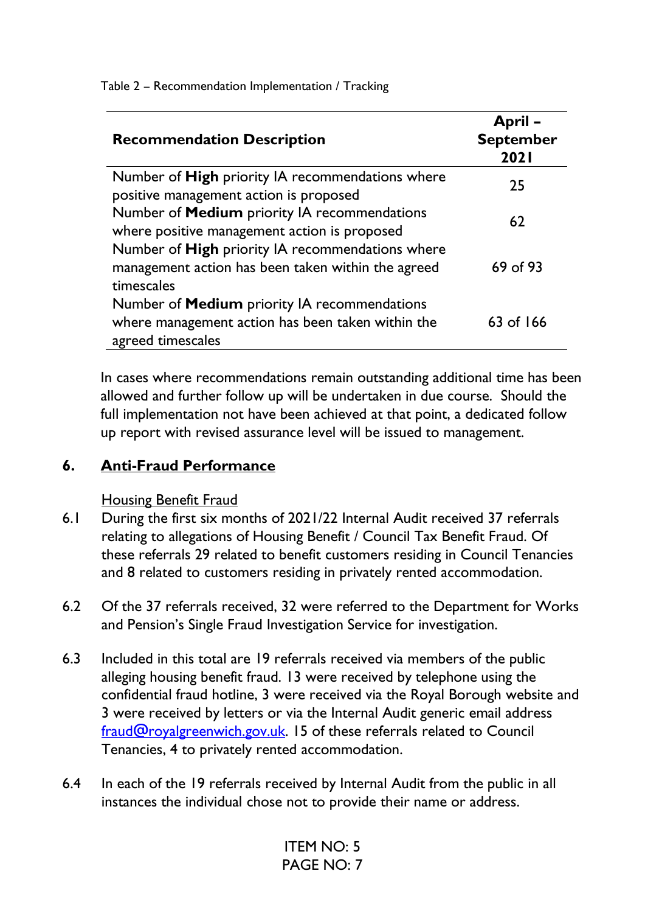Table 2 – Recommendation Implementation / Tracking

| Recommendation Description | April – September 2021 |
|---|---|
| Number of **High** priority IA recommendations where positive management action is proposed | 25 |
| Number of **Medium** priority IA recommendations where positive management action is proposed | 62 |
| Number of **High** priority IA recommendations where management action has been taken within the agreed timescales | 69 of 93 |
| Number of **Medium** priority IA recommendations where management action has been taken within the agreed timescales | 63 of 166 |

In cases where recommendations remain outstanding additional time has been allowed and further follow up will be undertaken in due course. Should the full implementation not have been achieved at that point, a dedicated follow up report with revised assurance level will be issued to management.

## 6. Anti-Fraud Performance

Housing Benefit Fraud

6.1 During the first six months of 2021/22 Internal Audit received 37 referrals relating to allegations of Housing Benefit / Council Tax Benefit Fraud. Of these referrals 29 related to benefit customers residing in Council Tenancies and 8 related to customers residing in privately rented accommodation.

6.2 Of the 37 referrals received, 32 were referred to the Department for Works and Pension's Single Fraud Investigation Service for investigation.

6.3 Included in this total are 19 referrals received via members of the public alleging housing benefit fraud. 13 were received by telephone using the confidential fraud hotline, 3 were received via the Royal Borough website and 3 were received by letters or via the Internal Audit generic email address fraud@royalgreenwich.gov.uk. 15 of these referrals related to Council Tenancies, 4 to privately rented accommodation.

6.4 In each of the 19 referrals received by Internal Audit from the public in all instances the individual chose not to provide their name or address.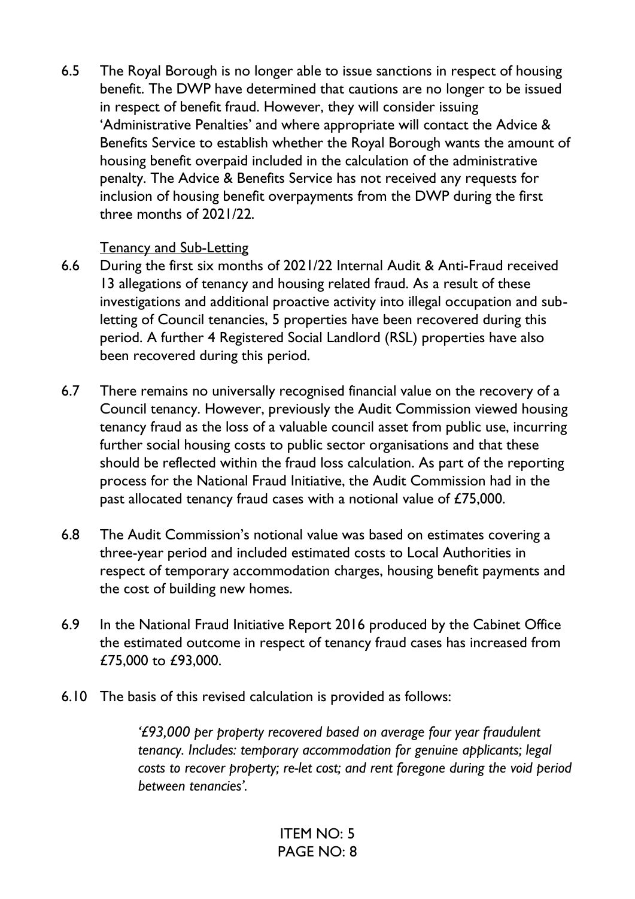6.5 The Royal Borough is no longer able to issue sanctions in respect of housing benefit. The DWP have determined that cautions are no longer to be issued in respect of benefit fraud. However, they will consider issuing 'Administrative Penalties' and where appropriate will contact the Advice & Benefits Service to establish whether the Royal Borough wants the amount of housing benefit overpaid included in the calculation of the administrative penalty. The Advice & Benefits Service has not received any requests for inclusion of housing benefit overpayments from the DWP during the first three months of 2021/22.

Tenancy and Sub-Letting

6.6 During the first six months of 2021/22 Internal Audit & Anti-Fraud received 13 allegations of tenancy and housing related fraud. As a result of these investigations and additional proactive activity into illegal occupation and sub-letting of Council tenancies, 5 properties have been recovered during this period. A further 4 Registered Social Landlord (RSL) properties have also been recovered during this period.

6.7 There remains no universally recognised financial value on the recovery of a Council tenancy. However, previously the Audit Commission viewed housing tenancy fraud as the loss of a valuable council asset from public use, incurring further social housing costs to public sector organisations and that these should be reflected within the fraud loss calculation. As part of the reporting process for the National Fraud Initiative, the Audit Commission had in the past allocated tenancy fraud cases with a notional value of £75,000.

6.8 The Audit Commission's notional value was based on estimates covering a three-year period and included estimated costs to Local Authorities in respect of temporary accommodation charges, housing benefit payments and the cost of building new homes.

6.9 In the National Fraud Initiative Report 2016 produced by the Cabinet Office the estimated outcome in respect of tenancy fraud cases has increased from £75,000 to £93,000.

6.10 The basis of this revised calculation is provided as follows:

> *'£93,000 per property recovered based on average four year fraudulent tenancy. Includes: temporary accommodation for genuine applicants; legal costs to recover property; re-let cost; and rent foregone during the void period between tenancies'.*

ITEM NO: 5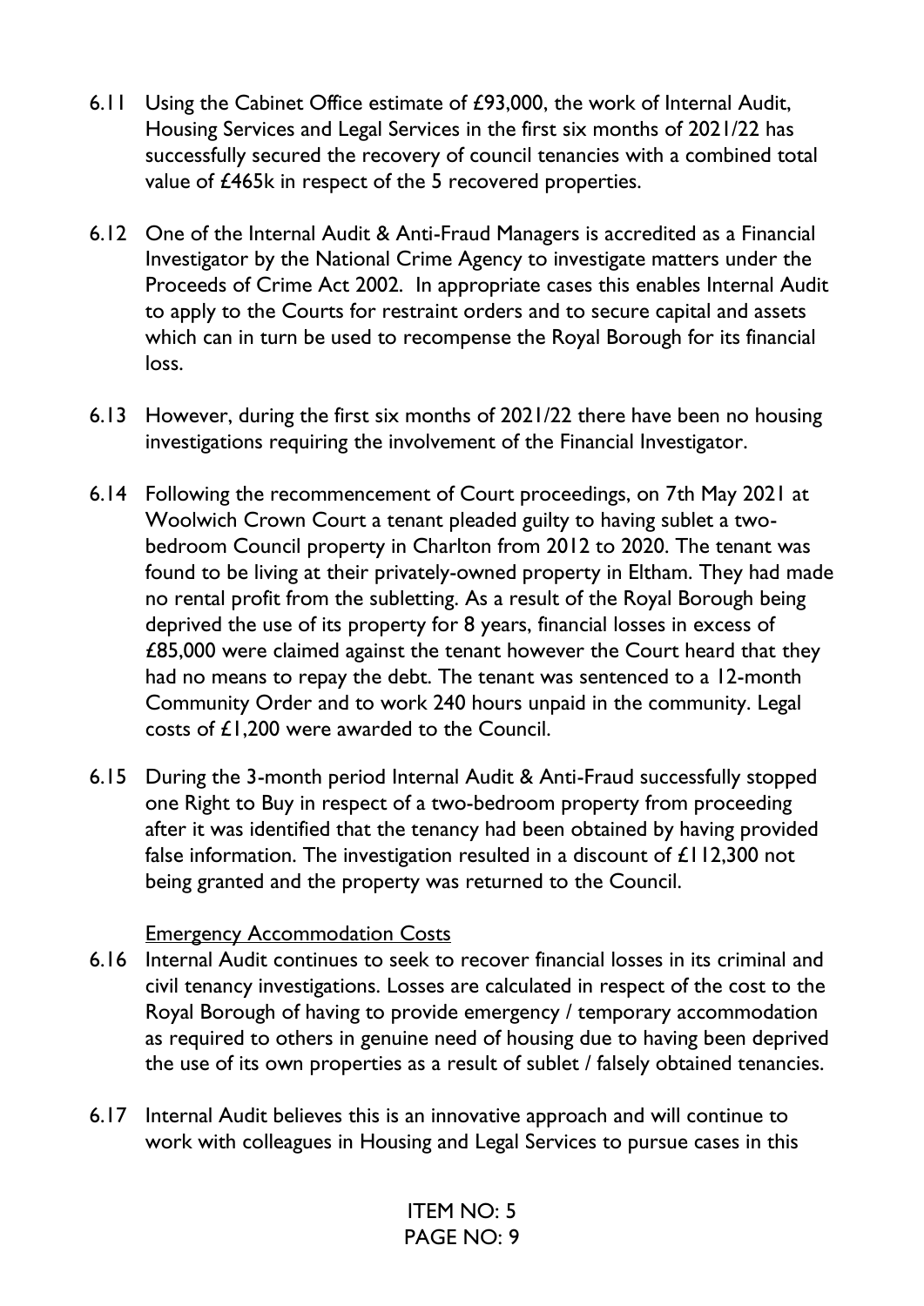6.11 Using the Cabinet Office estimate of £93,000, the work of Internal Audit, Housing Services and Legal Services in the first six months of 2021/22 has successfully secured the recovery of council tenancies with a combined total value of £465k in respect of the 5 recovered properties.

6.12 One of the Internal Audit & Anti-Fraud Managers is accredited as a Financial Investigator by the National Crime Agency to investigate matters under the Proceeds of Crime Act 2002. In appropriate cases this enables Internal Audit to apply to the Courts for restraint orders and to secure capital and assets which can in turn be used to recompense the Royal Borough for its financial loss.

6.13 However, during the first six months of 2021/22 there have been no housing investigations requiring the involvement of the Financial Investigator.

6.14 Following the recommencement of Court proceedings, on 7th May 2021 at Woolwich Crown Court a tenant pleaded guilty to having sublet a two-bedroom Council property in Charlton from 2012 to 2020. The tenant was found to be living at their privately-owned property in Eltham. They had made no rental profit from the subletting. As a result of the Royal Borough being deprived the use of its property for 8 years, financial losses in excess of £85,000 were claimed against the tenant however the Court heard that they had no means to repay the debt. The tenant was sentenced to a 12-month Community Order and to work 240 hours unpaid in the community. Legal costs of £1,200 were awarded to the Council.

6.15 During the 3-month period Internal Audit & Anti-Fraud successfully stopped one Right to Buy in respect of a two-bedroom property from proceeding after it was identified that the tenancy had been obtained by having provided false information. The investigation resulted in a discount of £112,300 not being granted and the property was returned to the Council.

<u>Emergency Accommodation Costs</u>

6.16 Internal Audit continues to seek to recover financial losses in its criminal and civil tenancy investigations. Losses are calculated in respect of the cost to the Royal Borough of having to provide emergency / temporary accommodation as required to others in genuine need of housing due to having been deprived the use of its own properties as a result of sublet / falsely obtained tenancies.

6.17 Internal Audit believes this is an innovative approach and will continue to work with colleagues in Housing and Legal Services to pursue cases in this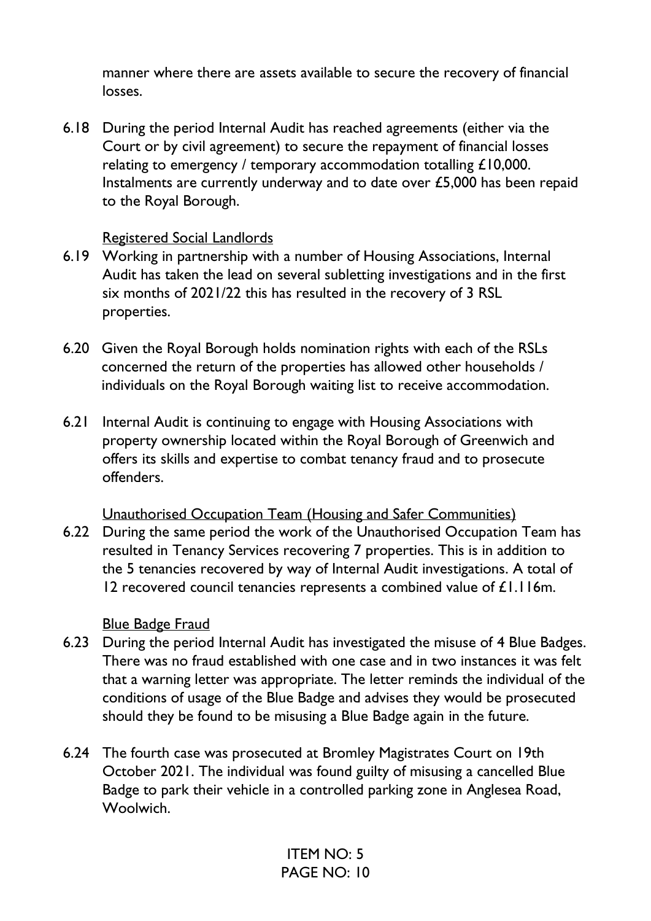manner where there are assets available to secure the recovery of financial losses.

6.18 During the period Internal Audit has reached agreements (either via the Court or by civil agreement) to secure the repayment of financial losses relating to emergency / temporary accommodation totalling £10,000. Instalments are currently underway and to date over £5,000 has been repaid to the Royal Borough.

<u>Registered Social Landlords</u>

6.19 Working in partnership with a number of Housing Associations, Internal Audit has taken the lead on several subletting investigations and in the first six months of 2021/22 this has resulted in the recovery of 3 RSL properties.

6.20 Given the Royal Borough holds nomination rights with each of the RSLs concerned the return of the properties has allowed other households / individuals on the Royal Borough waiting list to receive accommodation.

6.21 Internal Audit is continuing to engage with Housing Associations with property ownership located within the Royal Borough of Greenwich and offers its skills and expertise to combat tenancy fraud and to prosecute offenders.

<u>Unauthorised Occupation Team (Housing and Safer Communities)</u>

6.22 During the same period the work of the Unauthorised Occupation Team has resulted in Tenancy Services recovering 7 properties. This is in addition to the 5 tenancies recovered by way of Internal Audit investigations. A total of 12 recovered council tenancies represents a combined value of £1.116m.

<u>Blue Badge Fraud</u>

6.23 During the period Internal Audit has investigated the misuse of 4 Blue Badges. There was no fraud established with one case and in two instances it was felt that a warning letter was appropriate. The letter reminds the individual of the conditions of usage of the Blue Badge and advises they would be prosecuted should they be found to be misusing a Blue Badge again in the future.

6.24 The fourth case was prosecuted at Bromley Magistrates Court on 19th October 2021. The individual was found guilty of misusing a cancelled Blue Badge to park their vehicle in a controlled parking zone in Anglesea Road, Woolwich.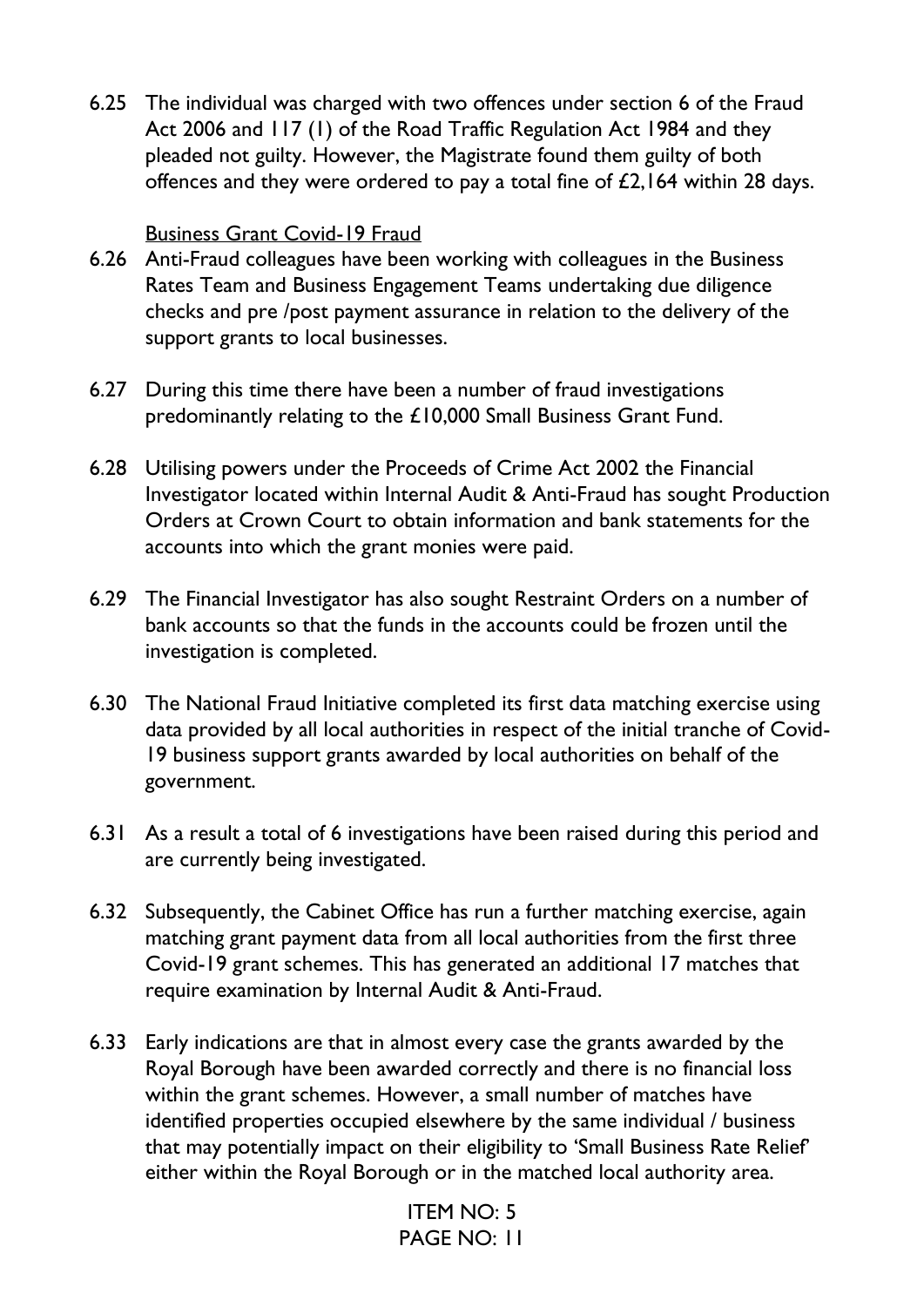6.25 The individual was charged with two offences under section 6 of the Fraud Act 2006 and 117 (1) of the Road Traffic Regulation Act 1984 and they pleaded not guilty. However, the Magistrate found them guilty of both offences and they were ordered to pay a total fine of £2,164 within 28 days.

<u>Business Grant Covid-19 Fraud</u>

6.26 Anti-Fraud colleagues have been working with colleagues in the Business Rates Team and Business Engagement Teams undertaking due diligence checks and pre /post payment assurance in relation to the delivery of the support grants to local businesses.

6.27 During this time there have been a number of fraud investigations predominantly relating to the £10,000 Small Business Grant Fund.

6.28 Utilising powers under the Proceeds of Crime Act 2002 the Financial Investigator located within Internal Audit & Anti-Fraud has sought Production Orders at Crown Court to obtain information and bank statements for the accounts into which the grant monies were paid.

6.29 The Financial Investigator has also sought Restraint Orders on a number of bank accounts so that the funds in the accounts could be frozen until the investigation is completed.

6.30 The National Fraud Initiative completed its first data matching exercise using data provided by all local authorities in respect of the initial tranche of Covid-19 business support grants awarded by local authorities on behalf of the government.

6.31 As a result a total of 6 investigations have been raised during this period and are currently being investigated.

6.32 Subsequently, the Cabinet Office has run a further matching exercise, again matching grant payment data from all local authorities from the first three Covid-19 grant schemes. This has generated an additional 17 matches that require examination by Internal Audit & Anti-Fraud.

6.33 Early indications are that in almost every case the grants awarded by the Royal Borough have been awarded correctly and there is no financial loss within the grant schemes. However, a small number of matches have identified properties occupied elsewhere by the same individual / business that may potentially impact on their eligibility to 'Small Business Rate Relief' either within the Royal Borough or in the matched local authority area.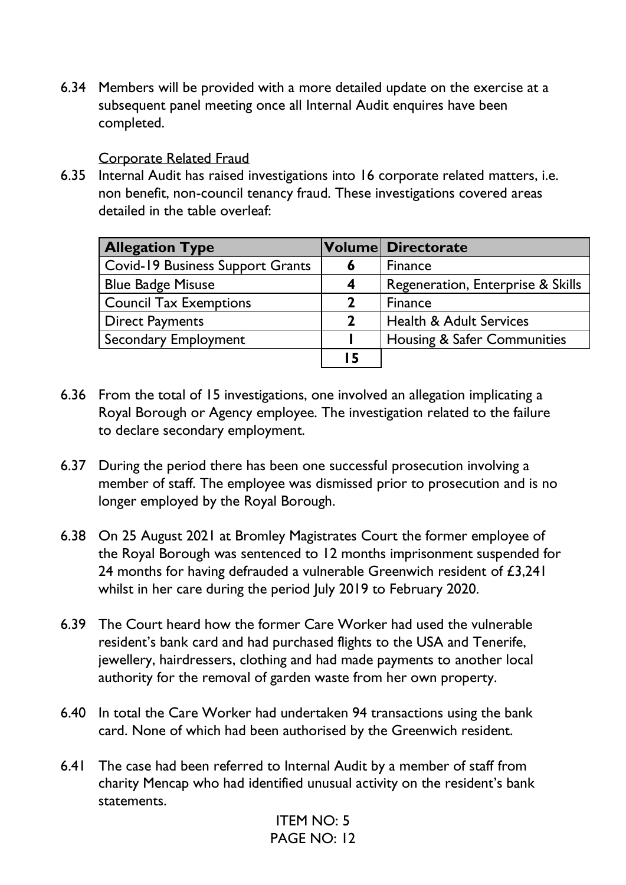6.34 Members will be provided with a more detailed update on the exercise at a subsequent panel meeting once all Internal Audit enquires have been completed.

Corporate Related Fraud

6.35 Internal Audit has raised investigations into 16 corporate related matters, i.e. non benefit, non-council tenancy fraud. These investigations covered areas detailed in the table overleaf:

| Allegation Type | Volume | Directorate |
|---|---|---|
| Covid-19 Business Support Grants | 6 | Finance |
| Blue Badge Misuse | 4 | Regeneration, Enterprise & Skills |
| Council Tax Exemptions | 2 | Finance |
| Direct Payments | 2 | Health & Adult Services |
| Secondary Employment | 1 | Housing & Safer Communities |
| | 15 | |

6.36 From the total of 15 investigations, one involved an allegation implicating a Royal Borough or Agency employee. The investigation related to the failure to declare secondary employment.

6.37 During the period there has been one successful prosecution involving a member of staff. The employee was dismissed prior to prosecution and is no longer employed by the Royal Borough.

6.38 On 25 August 2021 at Bromley Magistrates Court the former employee of the Royal Borough was sentenced to 12 months imprisonment suspended for 24 months for having defrauded a vulnerable Greenwich resident of £3,241 whilst in her care during the period July 2019 to February 2020.

6.39 The Court heard how the former Care Worker had used the vulnerable resident's bank card and had purchased flights to the USA and Tenerife, jewellery, hairdressers, clothing and had made payments to another local authority for the removal of garden waste from her own property.

6.40 In total the Care Worker had undertaken 94 transactions using the bank card. None of which had been authorised by the Greenwich resident.

6.41 The case had been referred to Internal Audit by a member of staff from charity Mencap who had identified unusual activity on the resident's bank statements.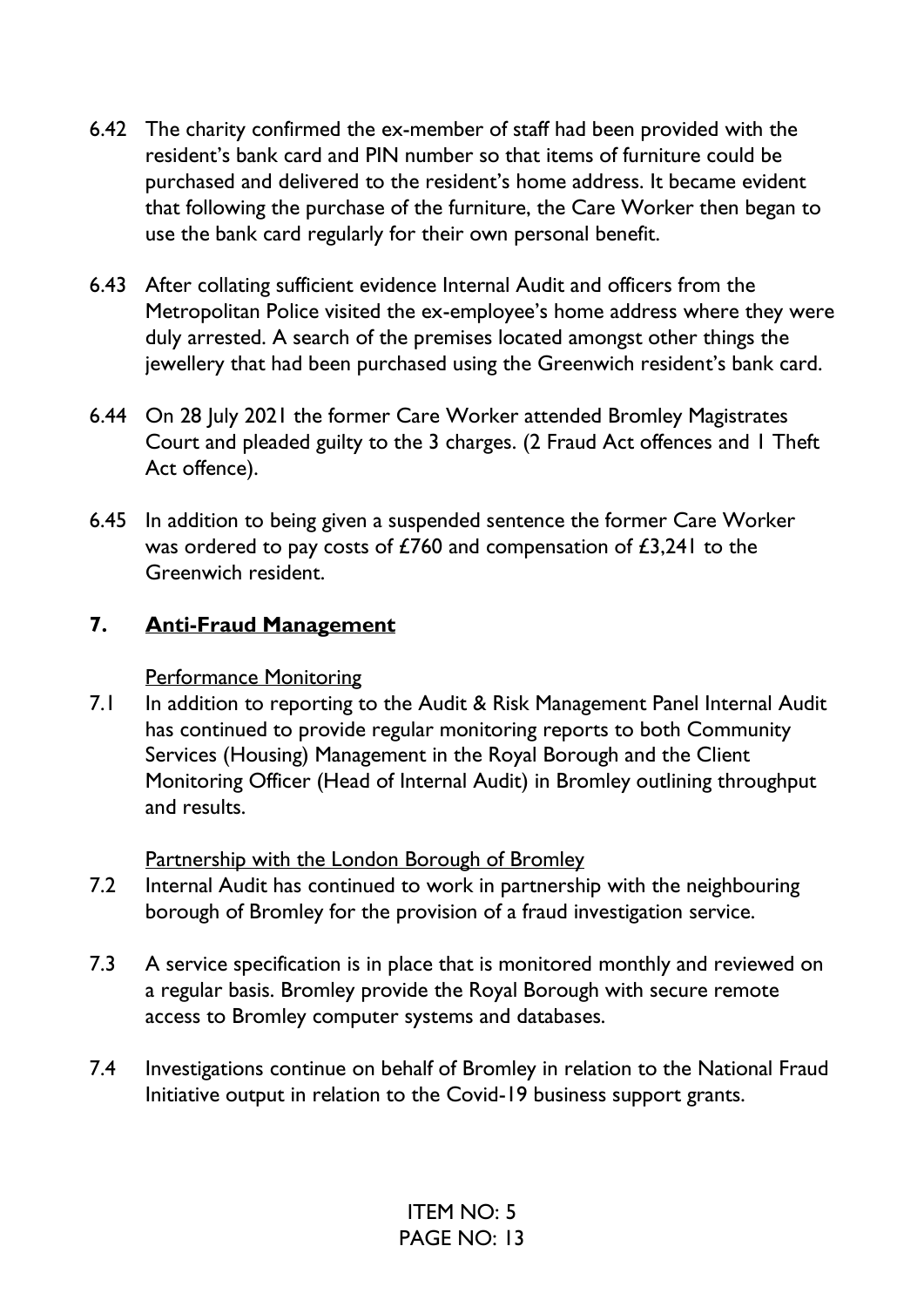6.42 The charity confirmed the ex-member of staff had been provided with the resident's bank card and PIN number so that items of furniture could be purchased and delivered to the resident's home address. It became evident that following the purchase of the furniture, the Care Worker then began to use the bank card regularly for their own personal benefit.

6.43 After collating sufficient evidence Internal Audit and officers from the Metropolitan Police visited the ex-employee's home address where they were duly arrested. A search of the premises located amongst other things the jewellery that had been purchased using the Greenwich resident's bank card.

6.44 On 28 July 2021 the former Care Worker attended Bromley Magistrates Court and pleaded guilty to the 3 charges. (2 Fraud Act offences and 1 Theft Act offence).

6.45 In addition to being given a suspended sentence the former Care Worker was ordered to pay costs of £760 and compensation of £3,241 to the Greenwich resident.

## 7. <u>Anti-Fraud Management</u>

<u>Performance Monitoring</u>

7.1 In addition to reporting to the Audit & Risk Management Panel Internal Audit has continued to provide regular monitoring reports to both Community Services (Housing) Management in the Royal Borough and the Client Monitoring Officer (Head of Internal Audit) in Bromley outlining throughput and results.

<u>Partnership with the London Borough of Bromley</u>

7.2 Internal Audit has continued to work in partnership with the neighbouring borough of Bromley for the provision of a fraud investigation service.

7.3 A service specification is in place that is monitored monthly and reviewed on a regular basis. Bromley provide the Royal Borough with secure remote access to Bromley computer systems and databases.

7.4 Investigations continue on behalf of Bromley in relation to the National Fraud Initiative output in relation to the Covid-19 business support grants.

ITEM NO: 5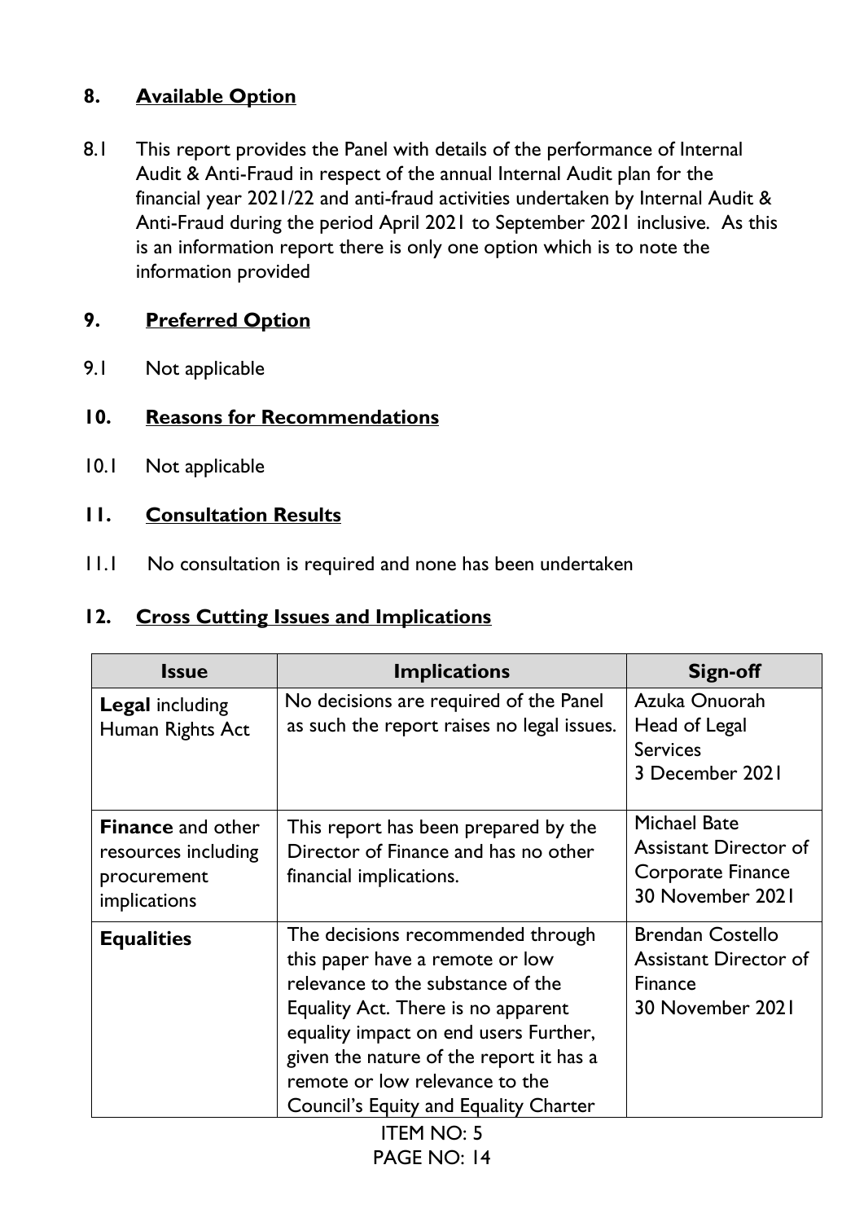## 8. Available Option

8.1 This report provides the Panel with details of the performance of Internal Audit & Anti-Fraud in respect of the annual Internal Audit plan for the financial year 2021/22 and anti-fraud activities undertaken by Internal Audit & Anti-Fraud during the period April 2021 to September 2021 inclusive. As this is an information report there is only one option which is to note the information provided

## 9. Preferred Option

9.1 Not applicable

## 10. Reasons for Recommendations

10.1 Not applicable

## 11. Consultation Results

11.1 No consultation is required and none has been undertaken

## 12. Cross Cutting Issues and Implications

| Issue | Implications | Sign-off |
|---|---|---|
| **Legal** including Human Rights Act | No decisions are required of the Panel as such the report raises no legal issues. | Azuka Onuorah<br>Head of Legal Services<br>3 December 2021 |
| **Finance** and other resources including procurement implications | This report has been prepared by the Director of Finance and has no other financial implications. | Michael Bate<br>Assistant Director of Corporate Finance<br>30 November 2021 |
| **Equalities** | The decisions recommended through this paper have a remote or low relevance to the substance of the Equality Act. There is no apparent equality impact on end users Further, given the nature of the report it has a remote or low relevance to the Council's Equity and Equality Charter | Brendan Costello<br>Assistant Director of Finance<br>30 November 2021 |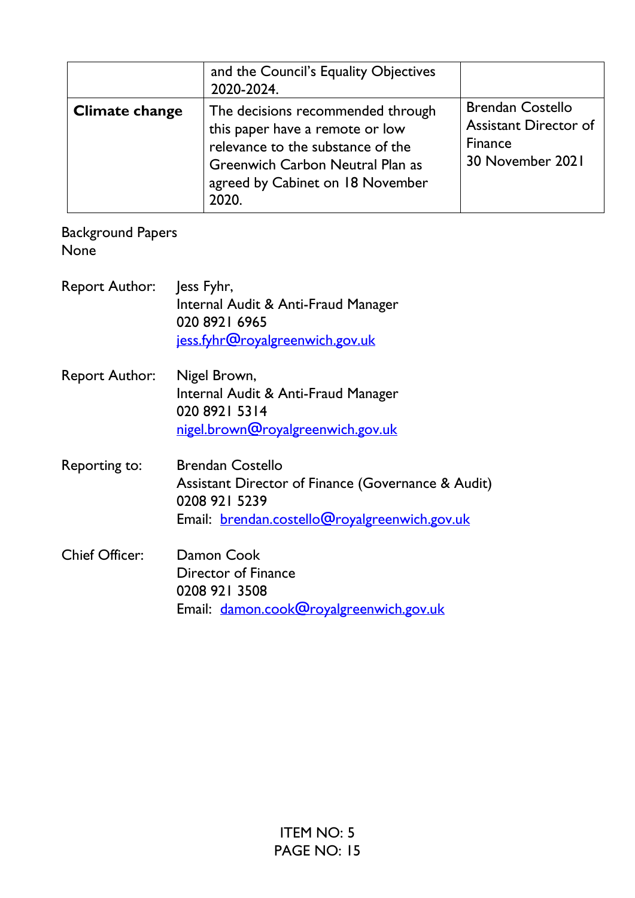| | | |
|---|---|---|
| | and the Council's Equality Objectives 2020-2024. | |
| **Climate change** | The decisions recommended through this paper have a remote or low relevance to the substance of the Greenwich Carbon Neutral Plan as agreed by Cabinet on 18 November 2020. | Brendan Costello Assistant Director of Finance 30 November 2021 |

Background Papers
None

Report Author: Jess Fyhr,
Internal Audit & Anti-Fraud Manager
020 8921 6965
jess.fyhr@royalgreenwich.gov.uk

Report Author: Nigel Brown,
Internal Audit & Anti-Fraud Manager
020 8921 5314
nigel.brown@royalgreenwich.gov.uk

Reporting to: Brendan Costello
Assistant Director of Finance (Governance & Audit)
0208 921 5239
Email: brendan.costello@royalgreenwich.gov.uk

Chief Officer: Damon Cook
Director of Finance
0208 921 3508
Email: damon.cook@royalgreenwich.gov.uk

ITEM NO: 5